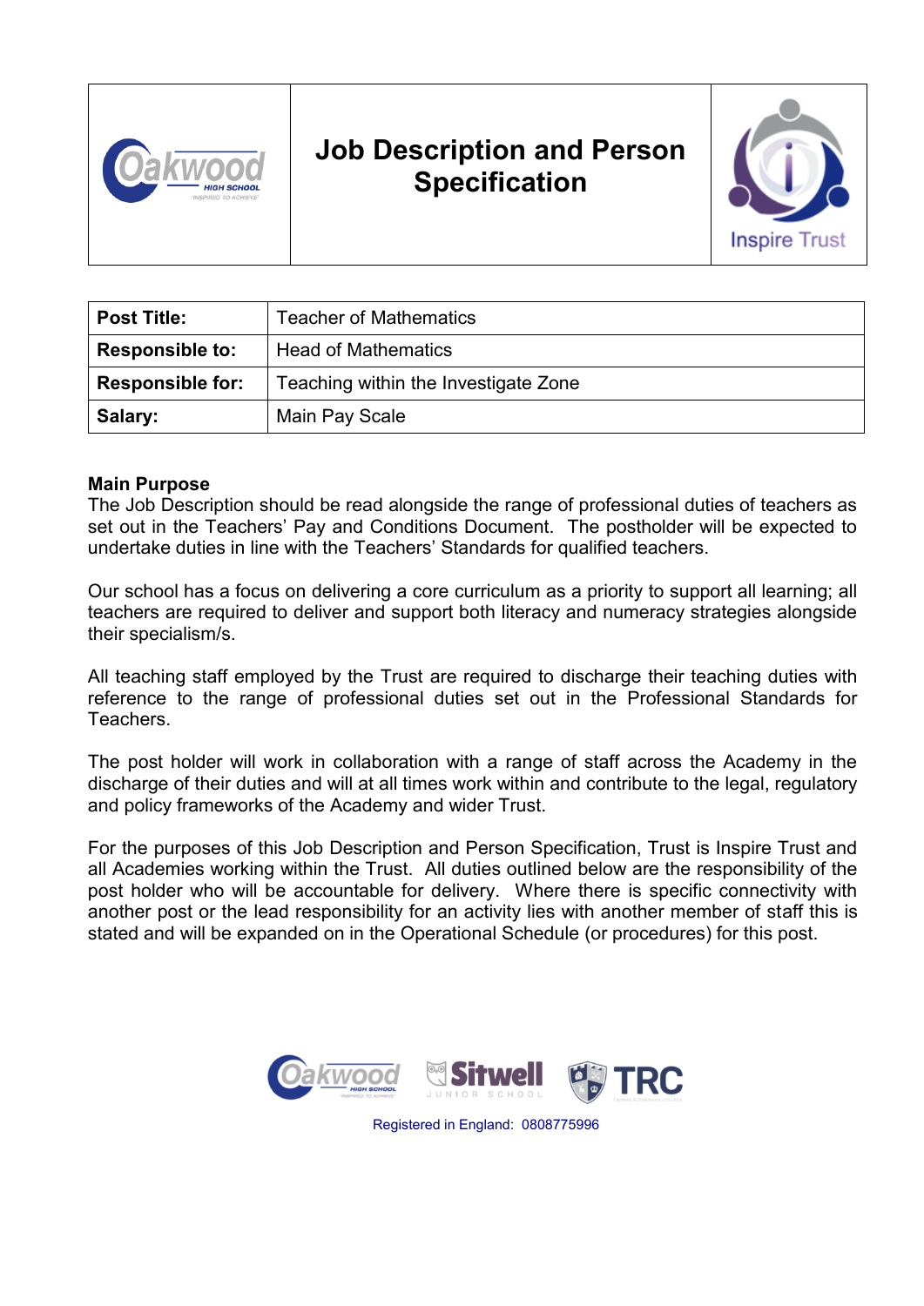# Job Description and Person Specification

| Post Title: | Teacher of Mathematics |
|---|---|
| Responsible to: | Head of Mathematics |
| Responsible for: | Teaching within the Investigate Zone |
| Salary: | Main Pay Scale |

**Main Purpose**

The Job Description should be read alongside the range of professional duties of teachers as set out in the Teachers' Pay and Conditions Document. The postholder will be expected to undertake duties in line with the Teachers' Standards for qualified teachers.

Our school has a focus on delivering a core curriculum as a priority to support all learning; all teachers are required to deliver and support both literacy and numeracy strategies alongside their specialism/s.

All teaching staff employed by the Trust are required to discharge their teaching duties with reference to the range of professional duties set out in the Professional Standards for Teachers.

The post holder will work in collaboration with a range of staff across the Academy in the discharge of their duties and will at all times work within and contribute to the legal, regulatory and policy frameworks of the Academy and wider Trust.

For the purposes of this Job Description and Person Specification, Trust is Inspire Trust and all Academies working within the Trust. All duties outlined below are the responsibility of the post holder who will be accountable for delivery. Where there is specific connectivity with another post or the lead responsibility for an activity lies with another member of staff this is stated and will be expanded on in the Operational Schedule (or procedures) for this post.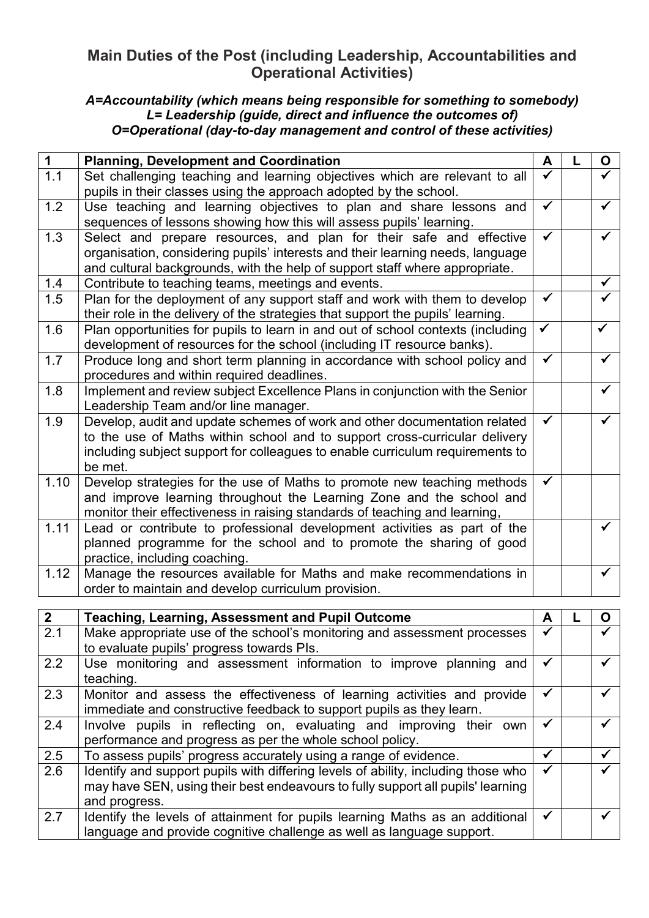## Main Duties of the Post (including Leadership, Accountabilities and Operational Activities)

***A=Accountability (which means being responsible for something to somebody)***
***L= Leadership (guide, direct and influence the outcomes of)***
***O=Operational (day-to-day management and control of these activities)***

| 1 | Planning, Development and Coordination | A | L | O |
|---|---|---|---|---|
| 1.1 | Set challenging teaching and learning objectives which are relevant to all pupils in their classes using the approach adopted by the school. | ✓ | | ✓ |
| 1.2 | Use teaching and learning objectives to plan and share lessons and sequences of lessons showing how this will assess pupils' learning. | ✓ | | ✓ |
| 1.3 | Select and prepare resources, and plan for their safe and effective organisation, considering pupils' interests and their learning needs, language and cultural backgrounds, with the help of support staff where appropriate. | ✓ | | ✓ |
| 1.4 | Contribute to teaching teams, meetings and events. | | | ✓ |
| 1.5 | Plan for the deployment of any support staff and work with them to develop their role in the delivery of the strategies that support the pupils' learning. | ✓ | | ✓ |
| 1.6 | Plan opportunities for pupils to learn in and out of school contexts (including development of resources for the school (including IT resource banks). | ✓ | | ✓ |
| 1.7 | Produce long and short term planning in accordance with school policy and procedures and within required deadlines. | ✓ | | ✓ |
| 1.8 | Implement and review subject Excellence Plans in conjunction with the Senior Leadership Team and/or line manager. | | | ✓ |
| 1.9 | Develop, audit and update schemes of work and other documentation related to the use of Maths within school and to support cross-curricular delivery including subject support for colleagues to enable curriculum requirements to be met. | ✓ | | ✓ |
| 1.10 | Develop strategies for the use of Maths to promote new teaching methods and improve learning throughout the Learning Zone and the school and monitor their effectiveness in raising standards of teaching and learning, | ✓ | | |
| 1.11 | Lead or contribute to professional development activities as part of the planned programme for the school and to promote the sharing of good practice, including coaching. | | | ✓ |
| 1.12 | Manage the resources available for Maths and make recommendations in order to maintain and develop curriculum provision. | | | ✓ |

| 2 | Teaching, Learning, Assessment and Pupil Outcome | A | L | O |
|---|---|---|---|---|
| 2.1 | Make appropriate use of the school's monitoring and assessment processes to evaluate pupils' progress towards PIs. | ✓ | | ✓ |
| 2.2 | Use monitoring and assessment information to improve planning and teaching. | ✓ | | ✓ |
| 2.3 | Monitor and assess the effectiveness of learning activities and provide immediate and constructive feedback to support pupils as they learn. | ✓ | | ✓ |
| 2.4 | Involve pupils in reflecting on, evaluating and improving their own performance and progress as per the whole school policy. | ✓ | | ✓ |
| 2.5 | To assess pupils' progress accurately using a range of evidence. | ✓ | | ✓ |
| 2.6 | Identify and support pupils with differing levels of ability, including those who may have SEN, using their best endeavours to fully support all pupils' learning and progress. | ✓ | | ✓ |
| 2.7 | Identify the levels of attainment for pupils learning Maths as an additional language and provide cognitive challenge as well as language support. | ✓ | | ✓ |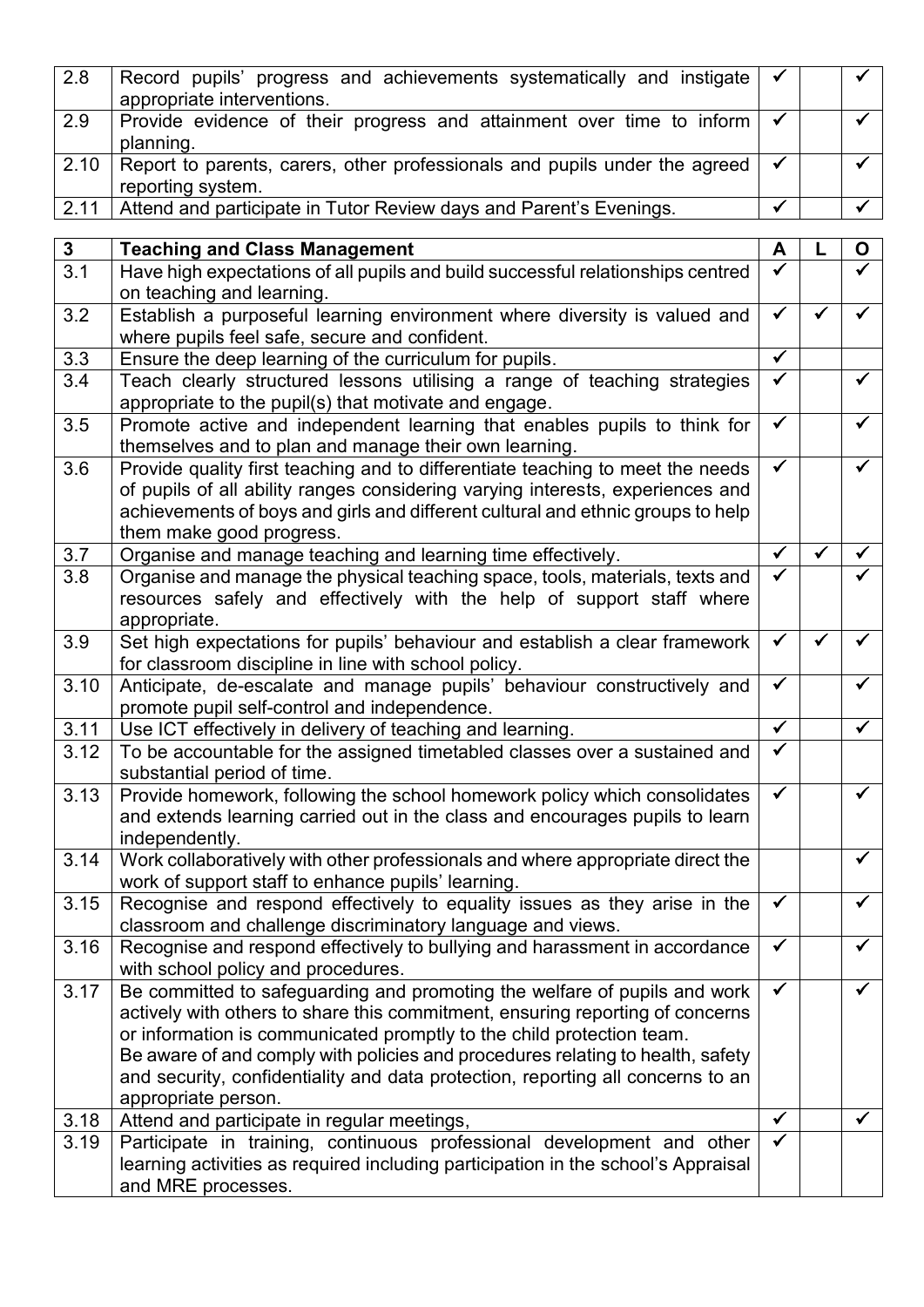| | | | | |
|---|---|---|---|---|
| 2.8 | Record pupils' progress and achievements systematically and instigate appropriate interventions. | ✓ | | ✓ |
| 2.9 | Provide evidence of their progress and attainment over time to inform planning. | ✓ | | ✓ |
| 2.10 | Report to parents, carers, other professionals and pupils under the agreed reporting system. | ✓ | | ✓ |
| 2.11 | Attend and participate in Tutor Review days and Parent's Evenings. | ✓ | | ✓ |

| **3** | **Teaching and Class Management** | **A** | **L** | **O** |
|---|---|---|---|---|
| 3.1 | Have high expectations of all pupils and build successful relationships centred on teaching and learning. | ✓ | | ✓ |
| 3.2 | Establish a purposeful learning environment where diversity is valued and where pupils feel safe, secure and confident. | ✓ | ✓ | ✓ |
| 3.3 | Ensure the deep learning of the curriculum for pupils. | ✓ | | |
| 3.4 | Teach clearly structured lessons utilising a range of teaching strategies appropriate to the pupil(s) that motivate and engage. | ✓ | | ✓ |
| 3.5 | Promote active and independent learning that enables pupils to think for themselves and to plan and manage their own learning. | ✓ | | ✓ |
| 3.6 | Provide quality first teaching and to differentiate teaching to meet the needs of pupils of all ability ranges considering varying interests, experiences and achievements of boys and girls and different cultural and ethnic groups to help them make good progress. | ✓ | | ✓ |
| 3.7 | Organise and manage teaching and learning time effectively. | ✓ | ✓ | ✓ |
| 3.8 | Organise and manage the physical teaching space, tools, materials, texts and resources safely and effectively with the help of support staff where appropriate. | ✓ | | ✓ |
| 3.9 | Set high expectations for pupils' behaviour and establish a clear framework for classroom discipline in line with school policy. | ✓ | ✓ | ✓ |
| 3.10 | Anticipate, de-escalate and manage pupils' behaviour constructively and promote pupil self-control and independence. | ✓ | | ✓ |
| 3.11 | Use ICT effectively in delivery of teaching and learning. | ✓ | | ✓ |
| 3.12 | To be accountable for the assigned timetabled classes over a sustained and substantial period of time. | ✓ | | |
| 3.13 | Provide homework, following the school homework policy which consolidates and extends learning carried out in the class and encourages pupils to learn independently. | ✓ | | ✓ |
| 3.14 | Work collaboratively with other professionals and where appropriate direct the work of support staff to enhance pupils' learning. | | | ✓ |
| 3.15 | Recognise and respond effectively to equality issues as they arise in the classroom and challenge discriminatory language and views. | ✓ | | ✓ |
| 3.16 | Recognise and respond effectively to bullying and harassment in accordance with school policy and procedures. | ✓ | | ✓ |
| 3.17 | Be committed to safeguarding and promoting the welfare of pupils and work actively with others to share this commitment, ensuring reporting of concerns or information is communicated promptly to the child protection team. Be aware of and comply with policies and procedures relating to health, safety and security, confidentiality and data protection, reporting all concerns to an appropriate person. | ✓ | | ✓ |
| 3.18 | Attend and participate in regular meetings, | ✓ | | ✓ |
| 3.19 | Participate in training, continuous professional development and other learning activities as required including participation in the school's Appraisal and MRE processes. | ✓ | | |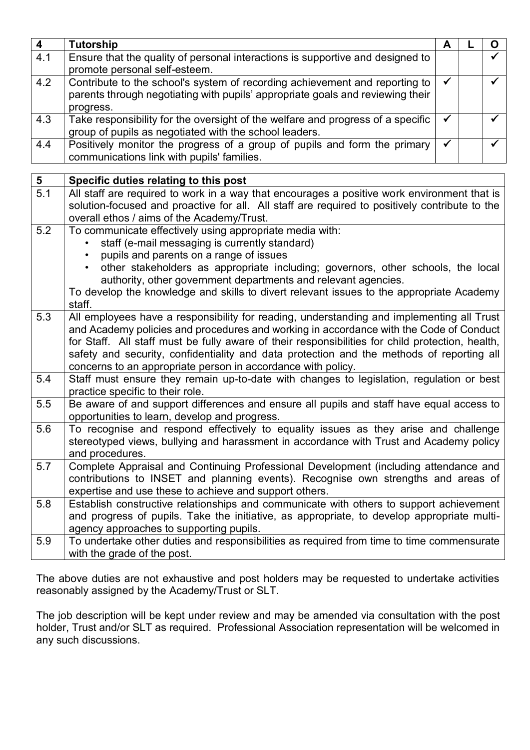| 4 | Tutorship | A | L | O |
|---|---|---|---|---|
| 4.1 | Ensure that the quality of personal interactions is supportive and designed to promote personal self-esteem. | | | ✓ |
| 4.2 | Contribute to the school's system of recording achievement and reporting to parents through negotiating with pupils' appropriate goals and reviewing their progress. | ✓ | | ✓ |
| 4.3 | Take responsibility for the oversight of the welfare and progress of a specific group of pupils as negotiated with the school leaders. | ✓ | | ✓ |
| 4.4 | Positively monitor the progress of a group of pupils and form the primary communications link with pupils' families. | ✓ | | ✓ |

| 5 | Specific duties relating to this post |
|---|---|
| 5.1 | All staff are required to work in a way that encourages a positive work environment that is solution-focused and proactive for all. All staff are required to positively contribute to the overall ethos / aims of the Academy/Trust. |
| 5.2 | To communicate effectively using appropriate media with:<br>• staff (e-mail messaging is currently standard)<br>• pupils and parents on a range of issues<br>• other stakeholders as appropriate including; governors, other schools, the local authority, other government departments and relevant agencies.<br>To develop the knowledge and skills to divert relevant issues to the appropriate Academy staff. |
| 5.3 | All employees have a responsibility for reading, understanding and implementing all Trust and Academy policies and procedures and working in accordance with the Code of Conduct for Staff. All staff must be fully aware of their responsibilities for child protection, health, safety and security, confidentiality and data protection and the methods of reporting all concerns to an appropriate person in accordance with policy. |
| 5.4 | Staff must ensure they remain up-to-date with changes to legislation, regulation or best practice specific to their role. |
| 5.5 | Be aware of and support differences and ensure all pupils and staff have equal access to opportunities to learn, develop and progress. |
| 5.6 | To recognise and respond effectively to equality issues as they arise and challenge stereotyped views, bullying and harassment in accordance with Trust and Academy policy and procedures. |
| 5.7 | Complete Appraisal and Continuing Professional Development (including attendance and contributions to INSET and planning events). Recognise own strengths and areas of expertise and use these to achieve and support others. |
| 5.8 | Establish constructive relationships and communicate with others to support achievement and progress of pupils. Take the initiative, as appropriate, to develop appropriate multi-agency approaches to supporting pupils. |
| 5.9 | To undertake other duties and responsibilities as required from time to time commensurate with the grade of the post. |

The above duties are not exhaustive and post holders may be requested to undertake activities reasonably assigned by the Academy/Trust or SLT.

The job description will be kept under review and may be amended via consultation with the post holder, Trust and/or SLT as required. Professional Association representation will be welcomed in any such discussions.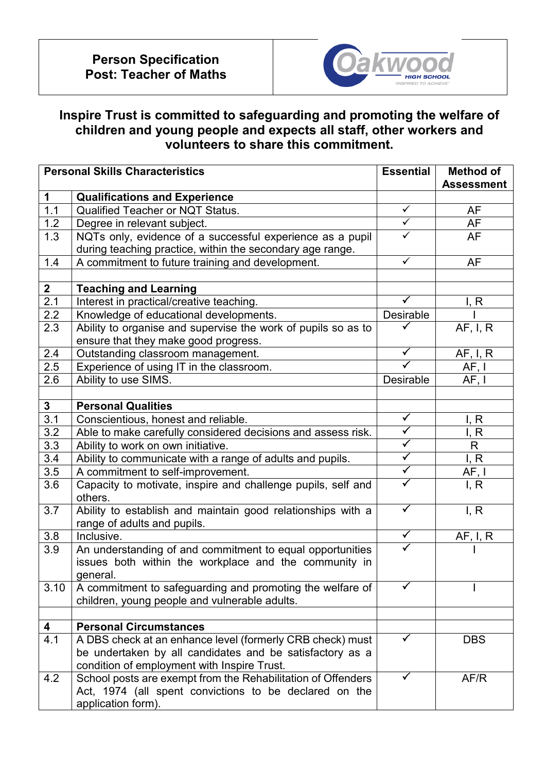**Person Specification**
**Post: Teacher of Maths**

**Inspire Trust is committed to safeguarding and promoting the welfare of children and young people and expects all staff, other workers and volunteers to share this commitment.**

| **Personal Skills Characteristics** | | **Essential** | **Method of Assessment** |
|---|---|---|---|
| **1** | **Qualifications and Experience** | | |
| 1.1 | Qualified Teacher or NQT Status. | ✓ | AF |
| 1.2 | Degree in relevant subject. | ✓ | AF |
| 1.3 | NQTs only, evidence of a successful experience as a pupil during teaching practice, within the secondary age range. | ✓ | AF |
| 1.4 | A commitment to future training and development. | ✓ | AF |
| | | | |
| **2** | **Teaching and Learning** | | |
| 2.1 | Interest in practical/creative teaching. | ✓ | I, R |
| 2.2 | Knowledge of educational developments. | Desirable | I |
| 2.3 | Ability to organise and supervise the work of pupils so as to ensure that they make good progress. | ✓ | AF, I, R |
| 2.4 | Outstanding classroom management. | ✓ | AF, I, R |
| 2.5 | Experience of using IT in the classroom. | ✓ | AF, I |
| 2.6 | Ability to use SIMS. | Desirable | AF, I |
| | | | |
| **3** | **Personal Qualities** | | |
| 3.1 | Conscientious, honest and reliable. | ✓ | I, R |
| 3.2 | Able to make carefully considered decisions and assess risk. | ✓ | I, R |
| 3.3 | Ability to work on own initiative. | ✓ | R |
| 3.4 | Ability to communicate with a range of adults and pupils. | ✓ | I, R |
| 3.5 | A commitment to self-improvement. | ✓ | AF, I |
| 3.6 | Capacity to motivate, inspire and challenge pupils, self and others. | ✓ | I, R |
| 3.7 | Ability to establish and maintain good relationships with a range of adults and pupils. | ✓ | I, R |
| 3.8 | Inclusive. | ✓ | AF, I, R |
| 3.9 | An understanding of and commitment to equal opportunities issues both within the workplace and the community in general. | ✓ | I |
| 3.10 | A commitment to safeguarding and promoting the welfare of children, young people and vulnerable adults. | ✓ | I |
| | | | |
| **4** | **Personal Circumstances** | | |
| 4.1 | A DBS check at an enhance level (formerly CRB check) must be undertaken by all candidates and be satisfactory as a condition of employment with Inspire Trust. | ✓ | DBS |
| 4.2 | School posts are exempt from the Rehabilitation of Offenders Act, 1974 (all spent convictions to be declared on the application form). | ✓ | AF/R |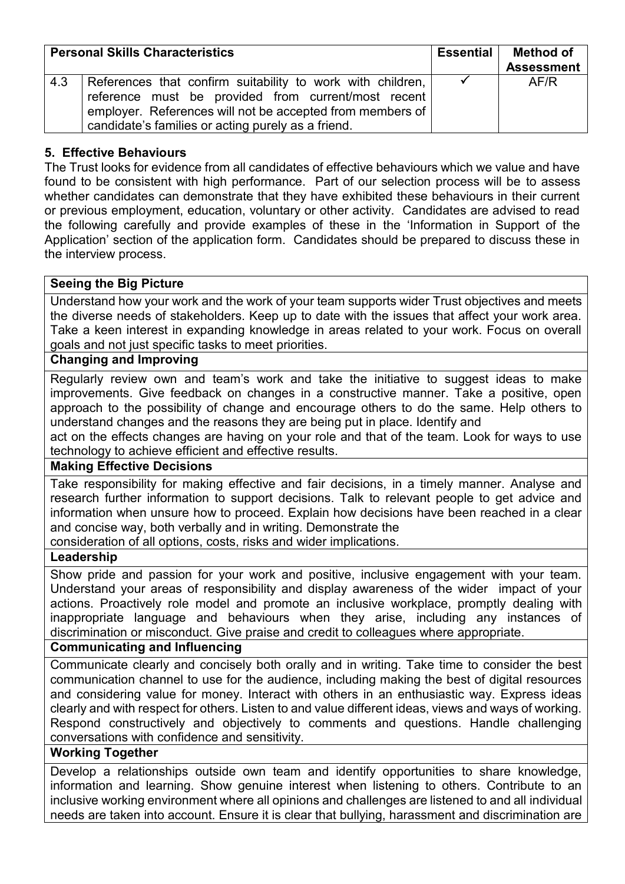| Personal Skills Characteristics | | Essential | Method of Assessment |
|---|---|---|---|
| 4.3 | References that confirm suitability to work with children, reference must be provided from current/most recent employer. References will not be accepted from members of candidate's families or acting purely as a friend. | ✓ | AF/R |

## 5. Effective Behaviours

The Trust looks for evidence from all candidates of effective behaviours which we value and have found to be consistent with high performance. Part of our selection process will be to assess whether candidates can demonstrate that they have exhibited these behaviours in their current or previous employment, education, voluntary or other activity. Candidates are advised to read the following carefully and provide examples of these in the 'Information in Support of the Application' section of the application form. Candidates should be prepared to discuss these in the interview process.

| **Seeing the Big Picture** |
|---|
| Understand how your work and the work of your team supports wider Trust objectives and meets the diverse needs of stakeholders. Keep up to date with the issues that affect your work area. Take a keen interest in expanding knowledge in areas related to your work. Focus on overall goals and not just specific tasks to meet priorities. |
| **Changing and Improving** |
| Regularly review own and team's work and take the initiative to suggest ideas to make improvements. Give feedback on changes in a constructive manner. Take a positive, open approach to the possibility of change and encourage others to do the same. Help others to understand changes and the reasons they are being put in place. Identify and act on the effects changes are having on your role and that of the team. Look for ways to use technology to achieve efficient and effective results. |
| **Making Effective Decisions** |
| Take responsibility for making effective and fair decisions, in a timely manner. Analyse and research further information to support decisions. Talk to relevant people to get advice and information when unsure how to proceed. Explain how decisions have been reached in a clear and concise way, both verbally and in writing. Demonstrate the consideration of all options, costs, risks and wider implications. |
| **Leadership** |
| Show pride and passion for your work and positive, inclusive engagement with your team. Understand your areas of responsibility and display awareness of the wider impact of your actions. Proactively role model and promote an inclusive workplace, promptly dealing with inappropriate language and behaviours when they arise, including any instances of discrimination or misconduct. Give praise and credit to colleagues where appropriate. |
| **Communicating and Influencing** |
| Communicate clearly and concisely both orally and in writing. Take time to consider the best communication channel to use for the audience, including making the best of digital resources and considering value for money. Interact with others in an enthusiastic way. Express ideas clearly and with respect for others. Listen to and value different ideas, views and ways of working. Respond constructively and objectively to comments and questions. Handle challenging conversations with confidence and sensitivity. |
| **Working Together** |
| Develop a relationships outside own team and identify opportunities to share knowledge, information and learning. Show genuine interest when listening to others. Contribute to an inclusive working environment where all opinions and challenges are listened to and all individual needs are taken into account. Ensure it is clear that bullying, harassment and discrimination are |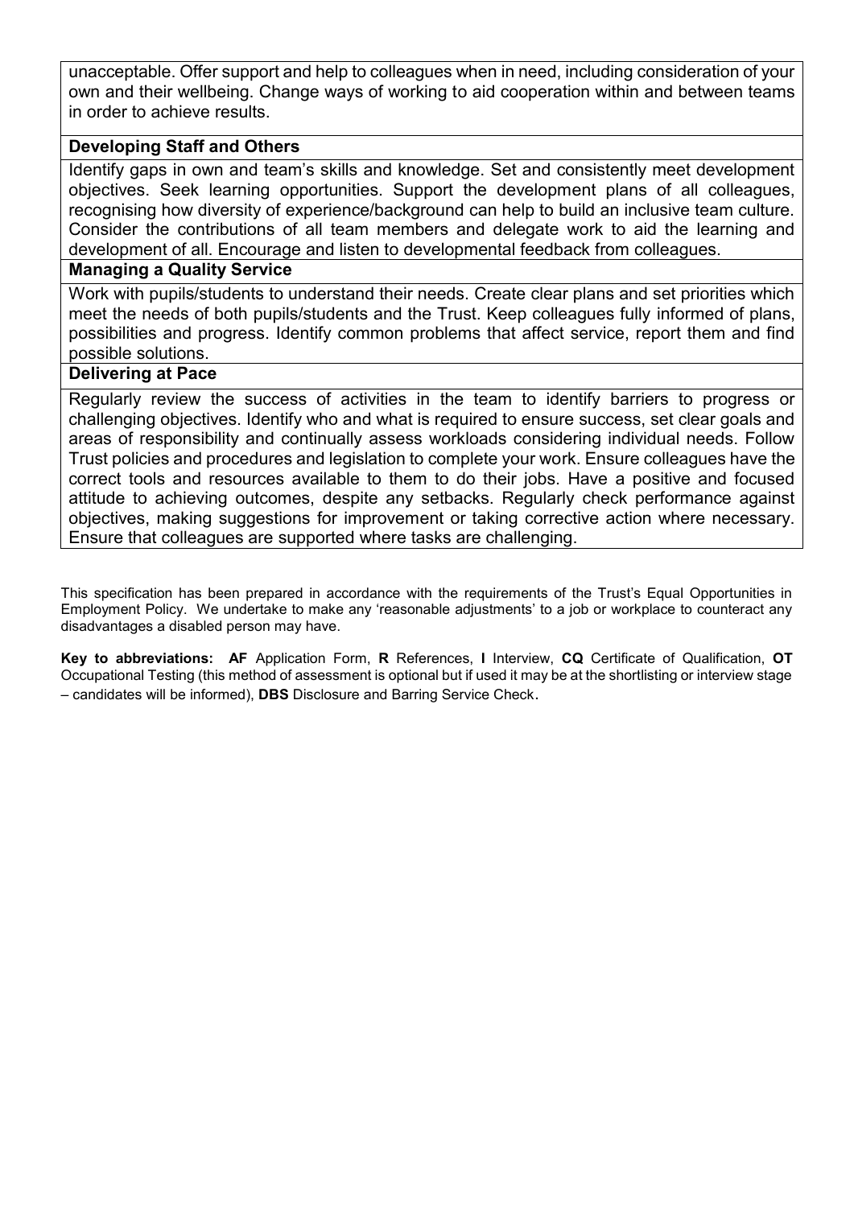| |
|---|
| unacceptable. Offer support and help to colleagues when in need, including consideration of your own and their wellbeing. Change ways of working to aid cooperation within and between teams in order to achieve results. |
| **Developing Staff and Others** |
| Identify gaps in own and team's skills and knowledge. Set and consistently meet development objectives. Seek learning opportunities. Support the development plans of all colleagues, recognising how diversity of experience/background can help to build an inclusive team culture. Consider the contributions of all team members and delegate work to aid the learning and development of all. Encourage and listen to developmental feedback from colleagues. |
| **Managing a Quality Service** |
| Work with pupils/students to understand their needs. Create clear plans and set priorities which meet the needs of both pupils/students and the Trust. Keep colleagues fully informed of plans, possibilities and progress. Identify common problems that affect service, report them and find possible solutions. |
| **Delivering at Pace** |
| Regularly review the success of activities in the team to identify barriers to progress or challenging objectives. Identify who and what is required to ensure success, set clear goals and areas of responsibility and continually assess workloads considering individual needs. Follow Trust policies and procedures and legislation to complete your work. Ensure colleagues have the correct tools and resources available to them to do their jobs. Have a positive and focused attitude to achieving outcomes, despite any setbacks. Regularly check performance against objectives, making suggestions for improvement or taking corrective action where necessary. Ensure that colleagues are supported where tasks are challenging. |

This specification has been prepared in accordance with the requirements of the Trust's Equal Opportunities in Employment Policy. We undertake to make any 'reasonable adjustments' to a job or workplace to counteract any disadvantages a disabled person may have.

**Key to abbreviations:** **AF** Application Form, **R** References, **I** Interview, **CQ** Certificate of Qualification, **OT** Occupational Testing (this method of assessment is optional but if used it may be at the shortlisting or interview stage – candidates will be informed), **DBS** Disclosure and Barring Service Check.